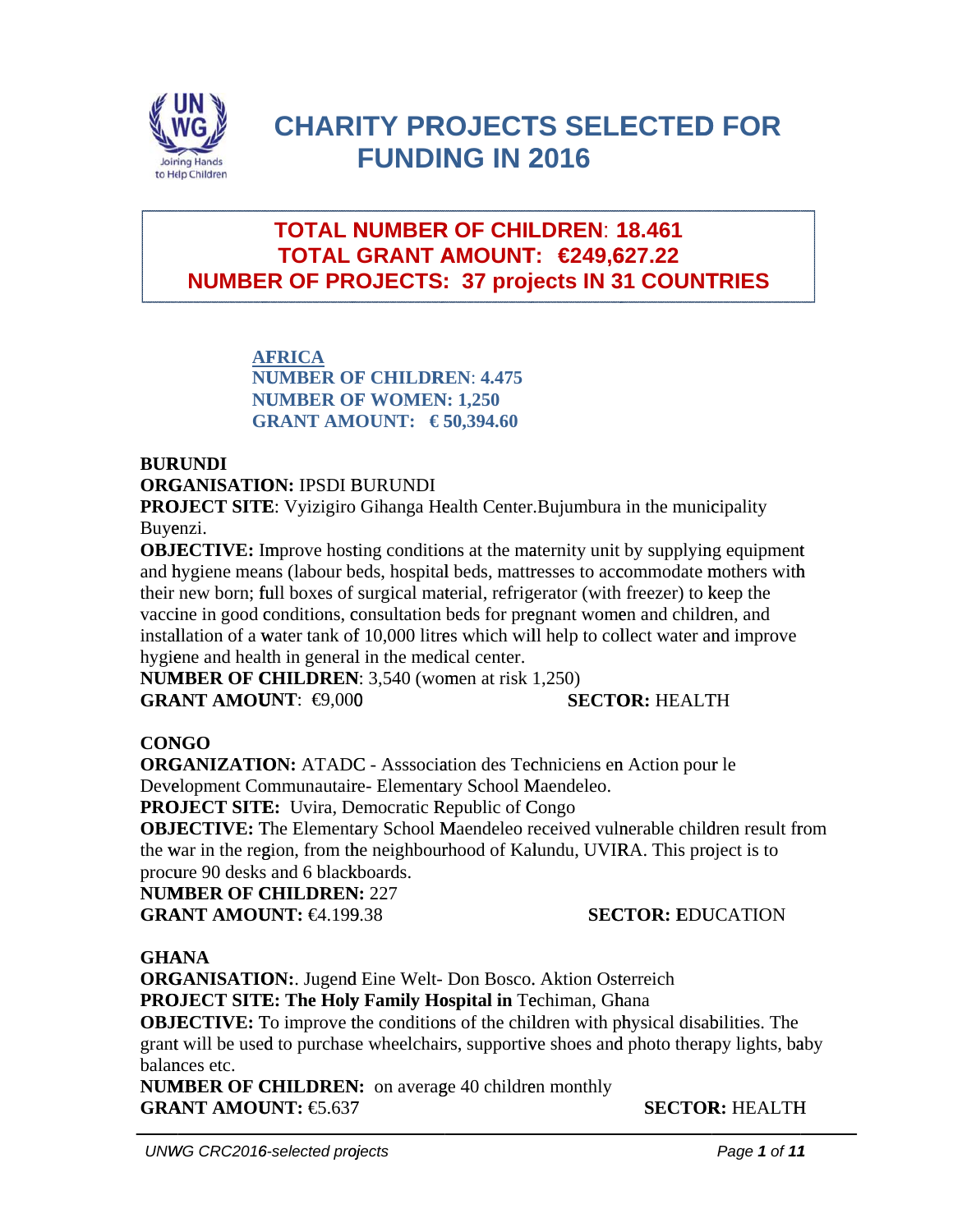# CHARITY PROJECTS SELECTED FOR FUNDING IN 2016

**TOTAL NUMBER OF CHILDREN: 18.461**
**TOTAL GRANT AMOUNT: €249,627.22**
**NUMBER OF PROJECTS: 37 projects IN 31 COUNTRIES**

## AFRICA

**NUMBER OF CHILDREN: 4.475**
**NUMBER OF WOMEN: 1,250**
**GRANT AMOUNT: € 50,394.60**

### BURUNDI

**ORGANISATION:** IPSDI BURUNDI
**PROJECT SITE**: Vyizigiro Gihanga Health Center.Bujumbura in the municipality Buyenzi.
**OBJECTIVE:** Improve hosting conditions at the maternity unit by supplying equipment and hygiene means (labour beds, hospital beds, mattresses to accommodate mothers with their new born; full boxes of surgical material, refrigerator (with freezer) to keep the vaccine in good conditions, consultation beds for pregnant women and children, and installation of a water tank of 10,000 litres which will help to collect water and improve hygiene and health in general in the medical center.
**NUMBER OF CHILDREN**: 3,540 (women at risk 1,250)
**GRANT AMOUNT**: €9,000 **SECTOR:** HEALTH

### CONGO

**ORGANIZATION:** ATADC - Asssociation des Techniciens en Action pour le Development Communautaire- Elementary School Maendeleo.
**PROJECT SITE:** Uvira, Democratic Republic of Congo
**OBJECTIVE:** The Elementary School Maendeleo received vulnerable children result from the war in the region, from the neighbourhood of Kalundu, UVIRA. This project is to procure 90 desks and 6 blackboards.
**NUMBER OF CHILDREN:** 227
**GRANT AMOUNT:** €4.199.38 **SECTOR:** EDUCATION

### GHANA

**ORGANISATION:**. Jugend Eine Welt- Don Bosco. Aktion Osterreich
**PROJECT SITE: The Holy Family Hospital in** Techiman, Ghana
**OBJECTIVE:** To improve the conditions of the children with physical disabilities. The grant will be used to purchase wheelchairs, supportive shoes and photo therapy lights, baby balances etc.
**NUMBER OF CHILDREN:** on average 40 children monthly
**GRANT AMOUNT:** €5.637 **SECTOR:** HEALTH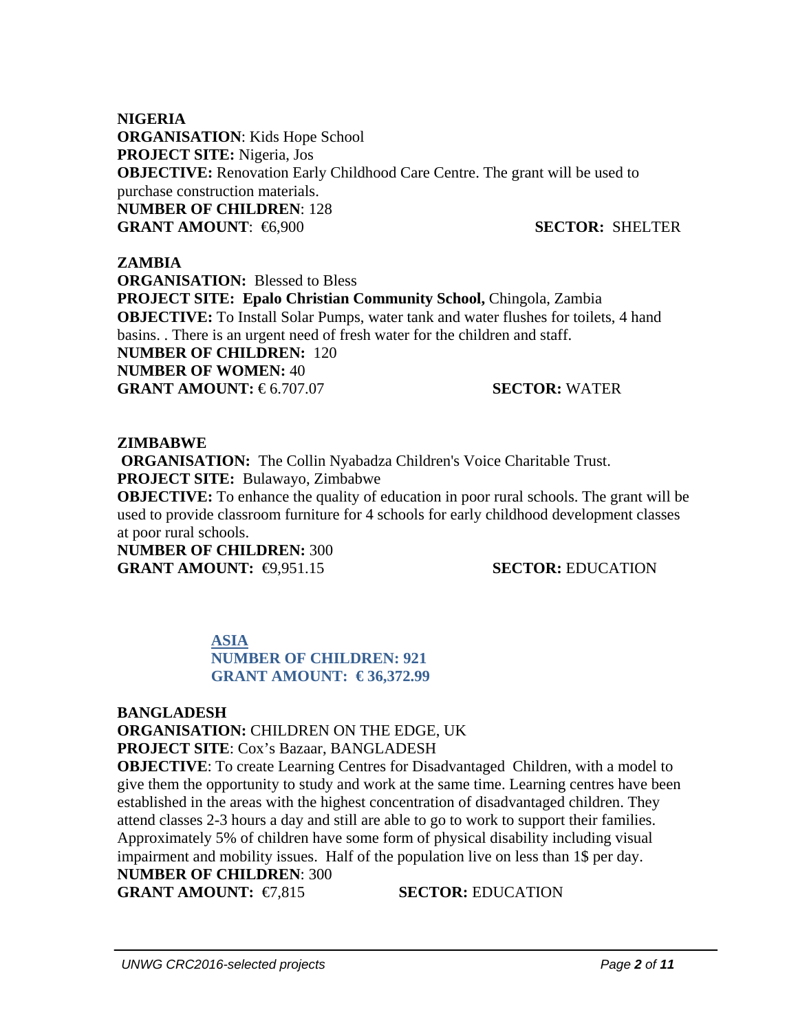**NIGERIA**
**ORGANISATION**: Kids Hope School
**PROJECT SITE:** Nigeria, Jos
**OBJECTIVE:** Renovation Early Childhood Care Centre. The grant will be used to purchase construction materials.
**NUMBER OF CHILDREN**: 128
**GRANT AMOUNT**: €6,900 **SECTOR:** SHELTER

**ZAMBIA**
**ORGANISATION:** Blessed to Bless
**PROJECT SITE: Epalo Christian Community School,** Chingola, Zambia
**OBJECTIVE:** To Install Solar Pumps, water tank and water flushes for toilets, 4 hand basins. . There is an urgent need of fresh water for the children and staff.
**NUMBER OF CHILDREN:** 120
**NUMBER OF WOMEN:** 40
**GRANT AMOUNT:** € 6.707.07 **SECTOR:** WATER

**ZIMBABWE**
**ORGANISATION:** The Collin Nyabadza Children's Voice Charitable Trust.
**PROJECT SITE:** Bulawayo, Zimbabwe
**OBJECTIVE:** To enhance the quality of education in poor rural schools. The grant will be used to provide classroom furniture for 4 schools for early childhood development classes at poor rural schools.
**NUMBER OF CHILDREN:** 300
**GRANT AMOUNT:** €9,951.15 **SECTOR:** EDUCATION

## ASIA

**NUMBER OF CHILDREN: 921**
**GRANT AMOUNT: € 36,372.99**

**BANGLADESH**
**ORGANISATION:** CHILDREN ON THE EDGE, UK
**PROJECT SITE**: Cox's Bazaar, BANGLADESH
**OBJECTIVE**: To create Learning Centres for Disadvantaged Children, with a model to give them the opportunity to study and work at the same time. Learning centres have been established in the areas with the highest concentration of disadvantaged children. They attend classes 2-3 hours a day and still are able to go to work to support their families. Approximately 5% of children have some form of physical disability including visual impairment and mobility issues. Half of the population live on less than 1$ per day.
**NUMBER OF CHILDREN**: 300
**GRANT AMOUNT:** €7,815 **SECTOR:** EDUCATION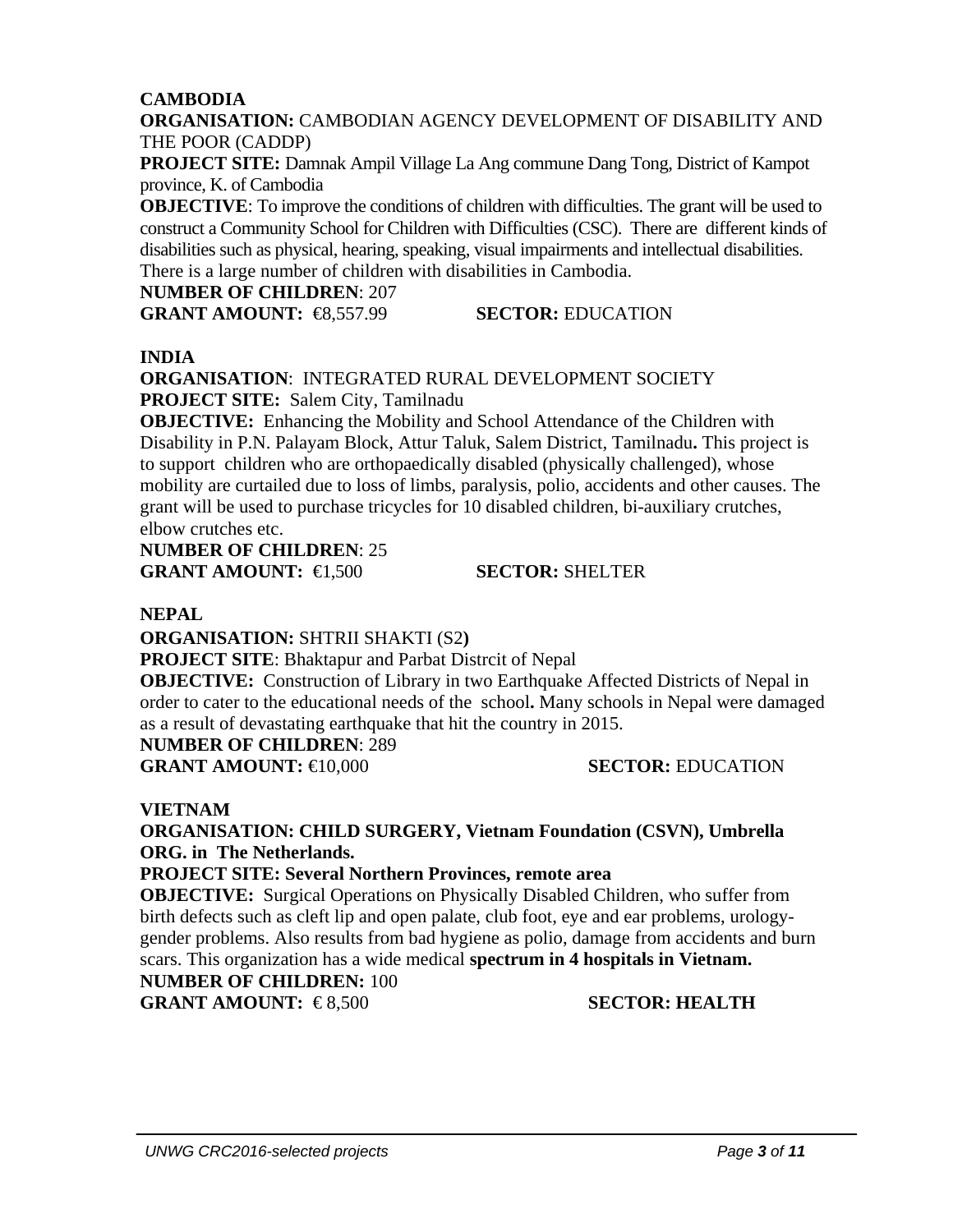**CAMBODIA**

**ORGANISATION:** CAMBODIAN AGENCY DEVELOPMENT OF DISABILITY AND THE POOR (CADDP)

**PROJECT SITE:** Damnak Ampil Village La Ang commune Dang Tong, District of Kampot province, K. of Cambodia

**OBJECTIVE**: To improve the conditions of children with difficulties. The grant will be used to construct a Community School for Children with Difficulties (CSC). There are different kinds of disabilities such as physical, hearing, speaking, visual impairments and intellectual disabilities. There is a large number of children with disabilities in Cambodia.

**NUMBER OF CHILDREN**: 207

**GRANT AMOUNT:** €8,557.99 **SECTOR:** EDUCATION

**INDIA**

**ORGANISATION**: INTEGRATED RURAL DEVELOPMENT SOCIETY

**PROJECT SITE:** Salem City, Tamilnadu

**OBJECTIVE:** Enhancing the Mobility and School Attendance of the Children with Disability in P.N. Palayam Block, Attur Taluk, Salem District, Tamilnadu**.** This project is to support children who are orthopaedically disabled (physically challenged), whose mobility are curtailed due to loss of limbs, paralysis, polio, accidents and other causes. The grant will be used to purchase tricycles for 10 disabled children, bi-auxiliary crutches, elbow crutches etc.

**NUMBER OF CHILDREN**: 25

**GRANT AMOUNT:** €1,500 **SECTOR:** SHELTER

**NEPAL**

**ORGANISATION:** SHTRII SHAKTI (S2**)**

**PROJECT SITE**: Bhaktapur and Parbat Distrcit of Nepal

**OBJECTIVE:** Construction of Library in two Earthquake Affected Districts of Nepal in order to cater to the educational needs of the school**.** Many schools in Nepal were damaged as a result of devastating earthquake that hit the country in 2015.

**NUMBER OF CHILDREN**: 289

**GRANT AMOUNT:** €10,000 **SECTOR:** EDUCATION

**VIETNAM**

**ORGANISATION: CHILD SURGERY, Vietnam Foundation (CSVN), Umbrella ORG. in The Netherlands.**

**PROJECT SITE: Several Northern Provinces, remote area**

**OBJECTIVE:** Surgical Operations on Physically Disabled Children, who suffer from birth defects such as cleft lip and open palate, club foot, eye and ear problems, urology-gender problems. Also results from bad hygiene as polio, damage from accidents and burn scars. This organization has a wide medical **spectrum in 4 hospitals in Vietnam.**

**NUMBER OF CHILDREN:** 100

**GRANT AMOUNT:** € 8,500 **SECTOR: HEALTH**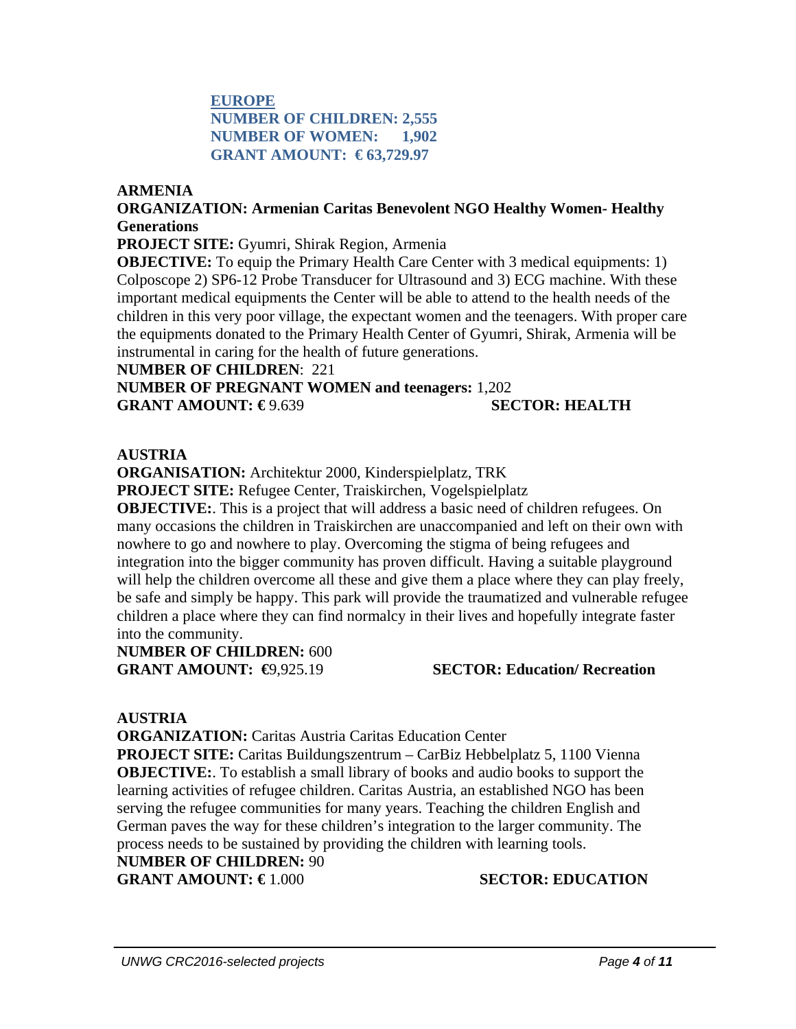## EUROPE

**NUMBER OF CHILDREN: 2,555**
**NUMBER OF WOMEN: 1,902**
**GRANT AMOUNT: € 63,729.97**

### ARMENIA

**ORGANIZATION: Armenian Caritas Benevolent NGO Healthy Women- Healthy Generations**

**PROJECT SITE:** Gyumri, Shirak Region, Armenia

**OBJECTIVE:** To equip the Primary Health Care Center with 3 medical equipments: 1) Colposcope 2) SP6-12 Probe Transducer for Ultrasound and 3) ECG machine. With these important medical equipments the Center will be able to attend to the health needs of the children in this very poor village, the expectant women and the teenagers. With proper care the equipments donated to the Primary Health Center of Gyumri, Shirak, Armenia will be instrumental in caring for the health of future generations.

**NUMBER OF CHILDREN**: 221
**NUMBER OF PREGNANT WOMEN and teenagers:** 1,202
**GRANT AMOUNT: €** 9.639 **SECTOR: HEALTH**

### AUSTRIA

**ORGANISATION:** Architektur 2000, Kinderspielplatz, TRK
**PROJECT SITE:** Refugee Center, Traiskirchen, Vogelspielplatz

**OBJECTIVE:**. This is a project that will address a basic need of children refugees. On many occasions the children in Traiskirchen are unaccompanied and left on their own with nowhere to go and nowhere to play. Overcoming the stigma of being refugees and integration into the bigger community has proven difficult. Having a suitable playground will help the children overcome all these and give them a place where they can play freely, be safe and simply be happy. This park will provide the traumatized and vulnerable refugee children a place where they can find normalcy in their lives and hopefully integrate faster into the community.

**NUMBER OF CHILDREN:** 600
**GRANT AMOUNT: €**9,925.19 **SECTOR: Education/ Recreation**

### AUSTRIA

**ORGANIZATION:** Caritas Austria Caritas Education Center
**PROJECT SITE:** Caritas Buildungszentrum – CarBiz Hebbelplatz 5, 1100 Vienna
**OBJECTIVE:**. To establish a small library of books and audio books to support the learning activities of refugee children. Caritas Austria, an established NGO has been serving the refugee communities for many years. Teaching the children English and German paves the way for these children's integration to the larger community. The process needs to be sustained by providing the children with learning tools.

**NUMBER OF CHILDREN:** 90
**GRANT AMOUNT: €** 1.000 **SECTOR: EDUCATION**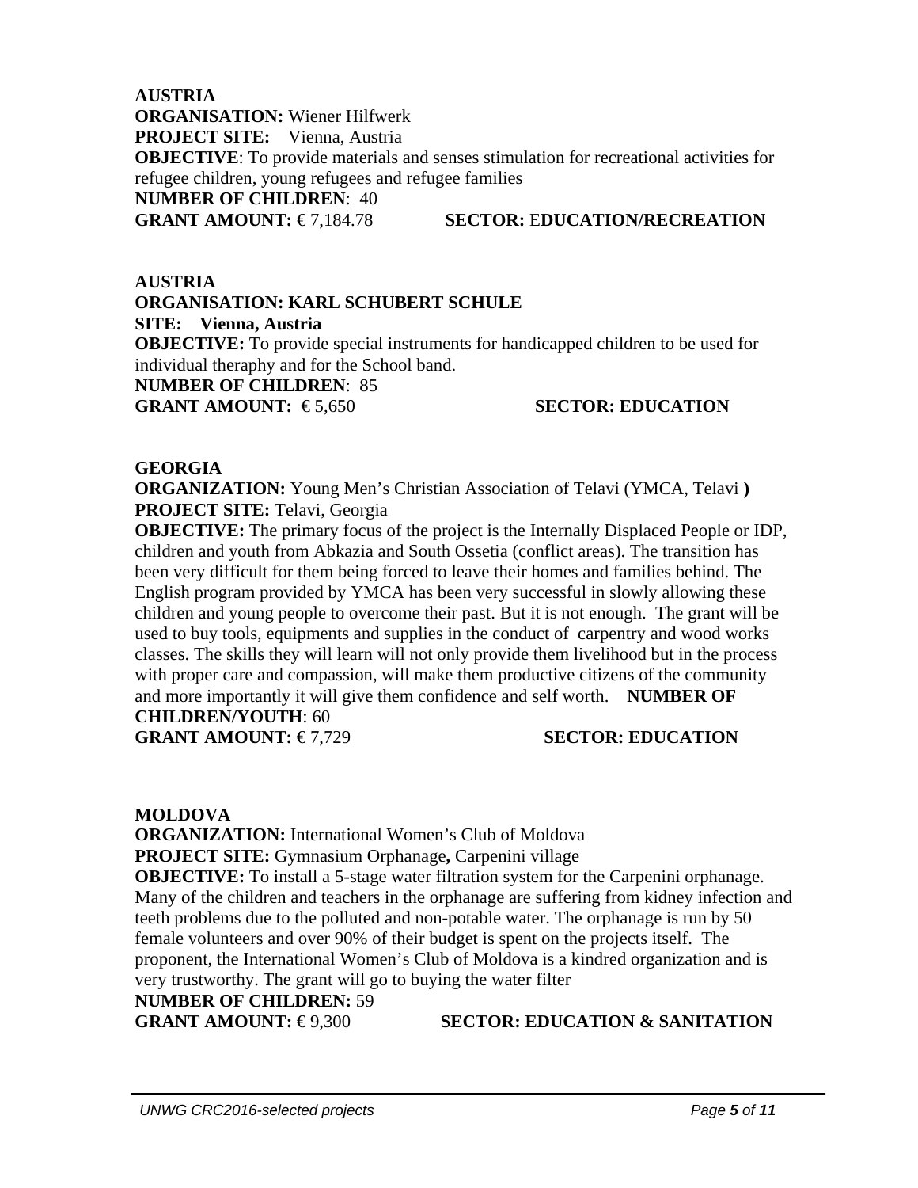**AUSTRIA**
**ORGANISATION:** Wiener Hilfwerk
**PROJECT SITE:** Vienna, Austria
**OBJECTIVE**: To provide materials and senses stimulation for recreational activities for refugee children, young refugees and refugee families
**NUMBER OF CHILDREN**: 40
**GRANT AMOUNT:** € 7,184.78 **SECTOR: EDUCATION/RECREATION**

**AUSTRIA**
**ORGANISATION: KARL SCHUBERT SCHULE**
**SITE: Vienna, Austria**
**OBJECTIVE:** To provide special instruments for handicapped children to be used for individual theraphy and for the School band.
**NUMBER OF CHILDREN**: 85
**GRANT AMOUNT:** € 5,650 **SECTOR: EDUCATION**

**GEORGIA**
**ORGANIZATION:** Young Men's Christian Association of Telavi (YMCA, Telavi **)**
**PROJECT SITE:** Telavi, Georgia
**OBJECTIVE:** The primary focus of the project is the Internally Displaced People or IDP, children and youth from Abkazia and South Ossetia (conflict areas). The transition has been very difficult for them being forced to leave their homes and families behind. The English program provided by YMCA has been very successful in slowly allowing these children and young people to overcome their past. But it is not enough. The grant will be used to buy tools, equipments and supplies in the conduct of carpentry and wood works classes. The skills they will learn will not only provide them livelihood but in the process with proper care and compassion, will make them productive citizens of the community and more importantly it will give them confidence and self worth. **NUMBER OF CHILDREN/YOUTH**: 60
**GRANT AMOUNT:** € 7,729 **SECTOR: EDUCATION**

**MOLDOVA**
**ORGANIZATION:** International Women's Club of Moldova
**PROJECT SITE:** Gymnasium Orphanage**,** Carpenini village
**OBJECTIVE:** To install a 5-stage water filtration system for the Carpenini orphanage. Many of the children and teachers in the orphanage are suffering from kidney infection and teeth problems due to the polluted and non-potable water. The orphanage is run by 50 female volunteers and over 90% of their budget is spent on the projects itself. The proponent, the International Women's Club of Moldova is a kindred organization and is very trustworthy. The grant will go to buying the water filter
**NUMBER OF CHILDREN:** 59
**GRANT AMOUNT:** € 9,300 **SECTOR: EDUCATION & SANITATION**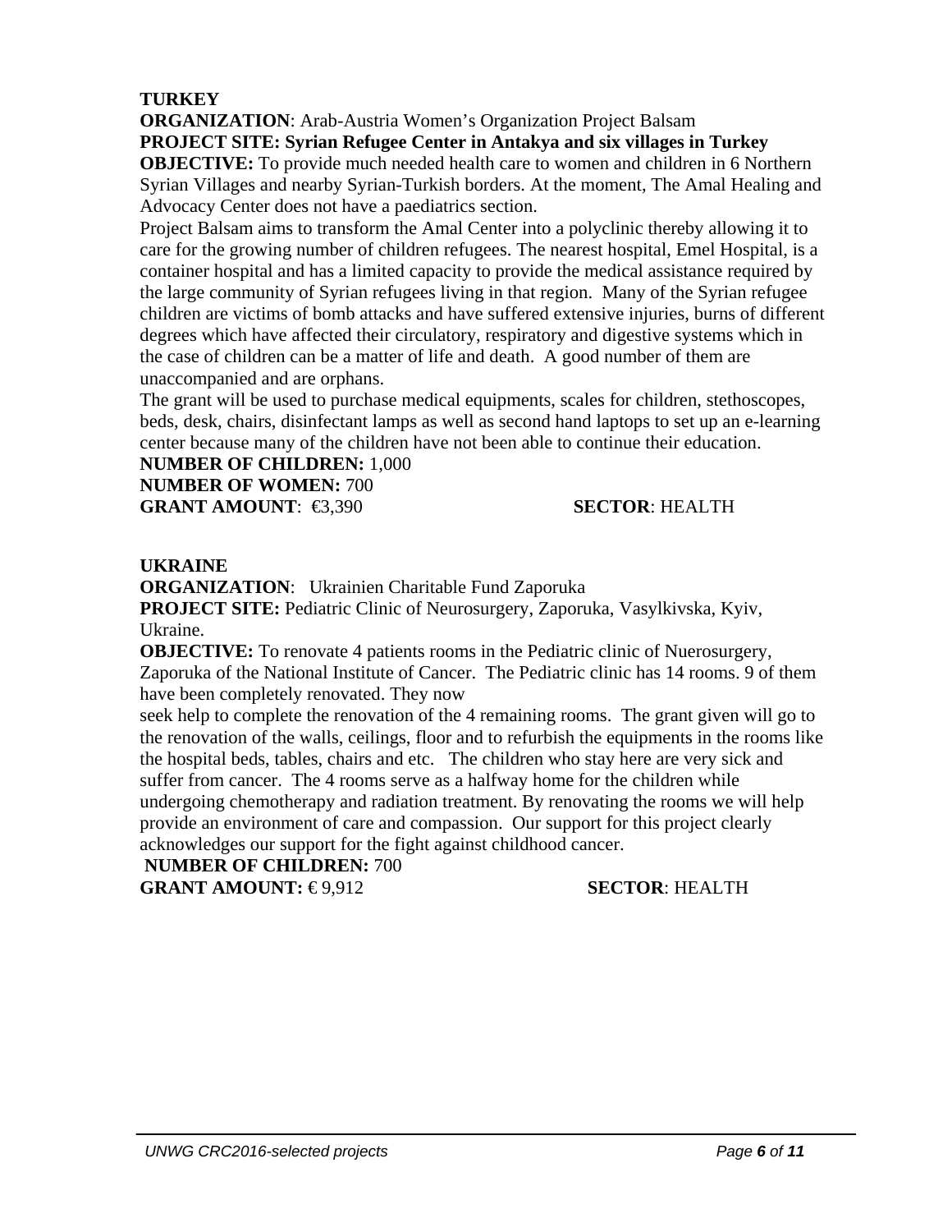**TURKEY**

**ORGANIZATION**: Arab-Austria Women's Organization Project Balsam

**PROJECT SITE: Syrian Refugee Center in Antakya and six villages in Turkey**

**OBJECTIVE:** To provide much needed health care to women and children in 6 Northern Syrian Villages and nearby Syrian-Turkish borders. At the moment, The Amal Healing and Advocacy Center does not have a paediatrics section.

Project Balsam aims to transform the Amal Center into a polyclinic thereby allowing it to care for the growing number of children refugees. The nearest hospital, Emel Hospital, is a container hospital and has a limited capacity to provide the medical assistance required by the large community of Syrian refugees living in that region. Many of the Syrian refugee children are victims of bomb attacks and have suffered extensive injuries, burns of different degrees which have affected their circulatory, respiratory and digestive systems which in the case of children can be a matter of life and death. A good number of them are unaccompanied and are orphans.

The grant will be used to purchase medical equipments, scales for children, stethoscopes, beds, desk, chairs, disinfectant lamps as well as second hand laptops to set up an e-learning center because many of the children have not been able to continue their education.

**NUMBER OF CHILDREN:** 1,000

**NUMBER OF WOMEN:** 700

**GRANT AMOUNT**: €3,390 **SECTOR**: HEALTH

**UKRAINE**

**ORGANIZATION**: Ukrainien Charitable Fund Zaporuka

**PROJECT SITE:** Pediatric Clinic of Neurosurgery, Zaporuka, Vasylkivska, Kyiv, Ukraine.

**OBJECTIVE:** To renovate 4 patients rooms in the Pediatric clinic of Nuerosurgery, Zaporuka of the National Institute of Cancer. The Pediatric clinic has 14 rooms. 9 of them have been completely renovated. They now seek help to complete the renovation of the 4 remaining rooms. The grant given will go to the renovation of the walls, ceilings, floor and to refurbish the equipments in the rooms like the hospital beds, tables, chairs and etc. The children who stay here are very sick and suffer from cancer. The 4 rooms serve as a halfway home for the children while undergoing chemotherapy and radiation treatment. By renovating the rooms we will help provide an environment of care and compassion. Our support for this project clearly acknowledges our support for the fight against childhood cancer.

**NUMBER OF CHILDREN:** 700

**GRANT AMOUNT:** € 9,912 **SECTOR**: HEALTH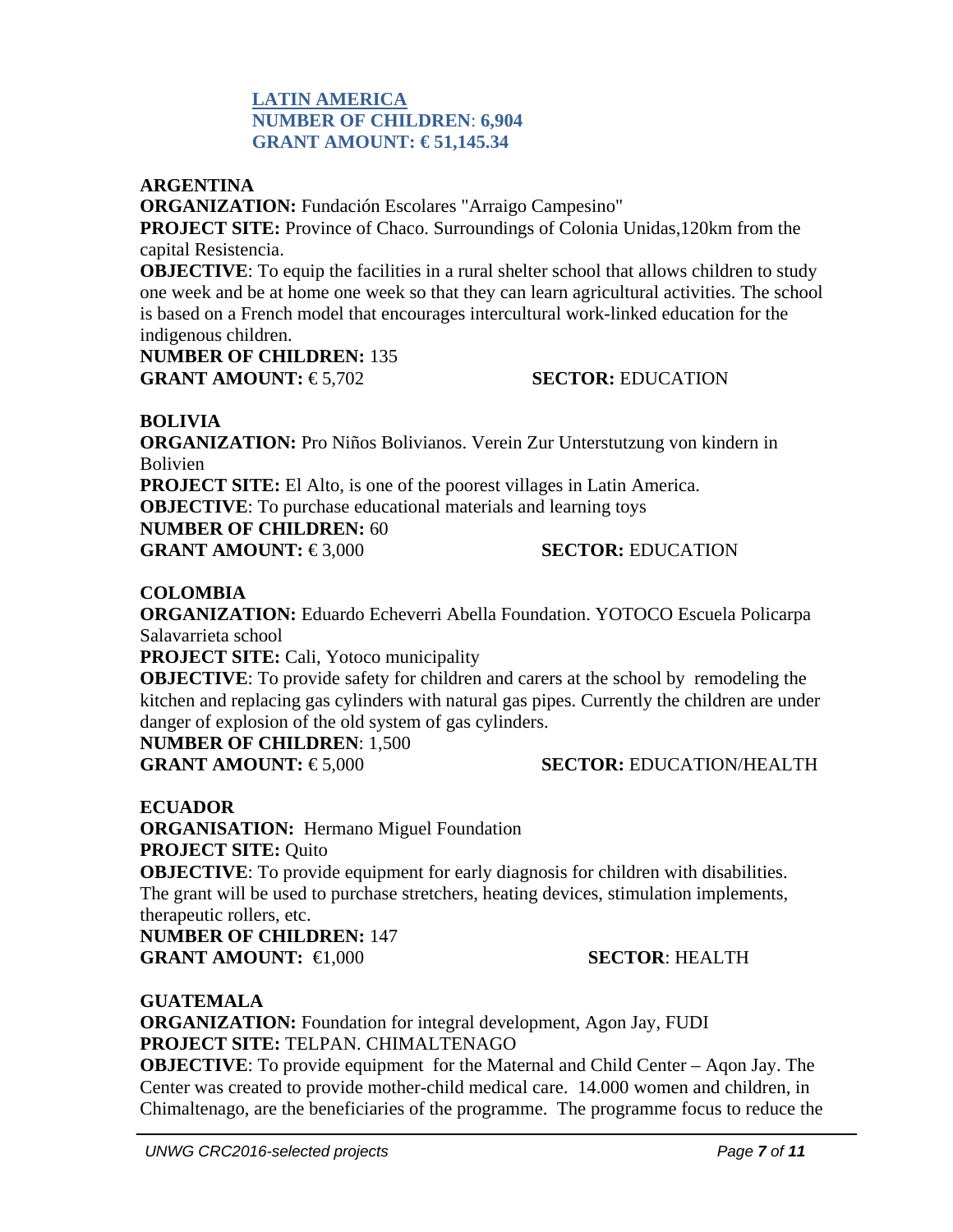**LATIN AMERICA**
**NUMBER OF CHILDREN**: **6,904**
**GRANT AMOUNT: € 51,145.34**

**ARGENTINA**
**ORGANIZATION:** Fundación Escolares "Arraigo Campesino"
**PROJECT SITE:** Province of Chaco. Surroundings of Colonia Unidas,120km from the capital Resistencia.
**OBJECTIVE**: To equip the facilities in a rural shelter school that allows children to study one week and be at home one week so that they can learn agricultural activities. The school is based on a French model that encourages intercultural work-linked education for the indigenous children.
**NUMBER OF CHILDREN:** 135
**GRANT AMOUNT:** € 5,702 **SECTOR:** EDUCATION

**BOLIVIA**
**ORGANIZATION:** Pro Niños Bolivianos. Verein Zur Unterstutzung von kindern in Bolivien
**PROJECT SITE:** El Alto, is one of the poorest villages in Latin America.
**OBJECTIVE**: To purchase educational materials and learning toys
**NUMBER OF CHILDREN:** 60
**GRANT AMOUNT:** € 3,000 **SECTOR:** EDUCATION

**COLOMBIA**
**ORGANIZATION:** Eduardo Echeverri Abella Foundation. YOTOCO Escuela Policarpa Salavarrieta school
**PROJECT SITE:** Cali, Yotoco municipality
**OBJECTIVE**: To provide safety for children and carers at the school by remodeling the kitchen and replacing gas cylinders with natural gas pipes. Currently the children are under danger of explosion of the old system of gas cylinders.
**NUMBER OF CHILDREN**: 1,500
**GRANT AMOUNT:** € 5,000 **SECTOR:** EDUCATION/HEALTH

**ECUADOR**
**ORGANISATION:** Hermano Miguel Foundation
**PROJECT SITE:** Quito
**OBJECTIVE**: To provide equipment for early diagnosis for children with disabilities. The grant will be used to purchase stretchers, heating devices, stimulation implements, therapeutic rollers, etc.
**NUMBER OF CHILDREN:** 147
**GRANT AMOUNT:** €1,000 **SECTOR**: HEALTH

**GUATEMALA**
**ORGANIZATION:** Foundation for integral development, Agon Jay, FUDI
**PROJECT SITE:** TELPAN. CHIMALTENAGO
**OBJECTIVE**: To provide equipment for the Maternal and Child Center – Aqon Jay. The Center was created to provide mother-child medical care. 14.000 women and children, in Chimaltenago, are the beneficiaries of the programme. The programme focus to reduce the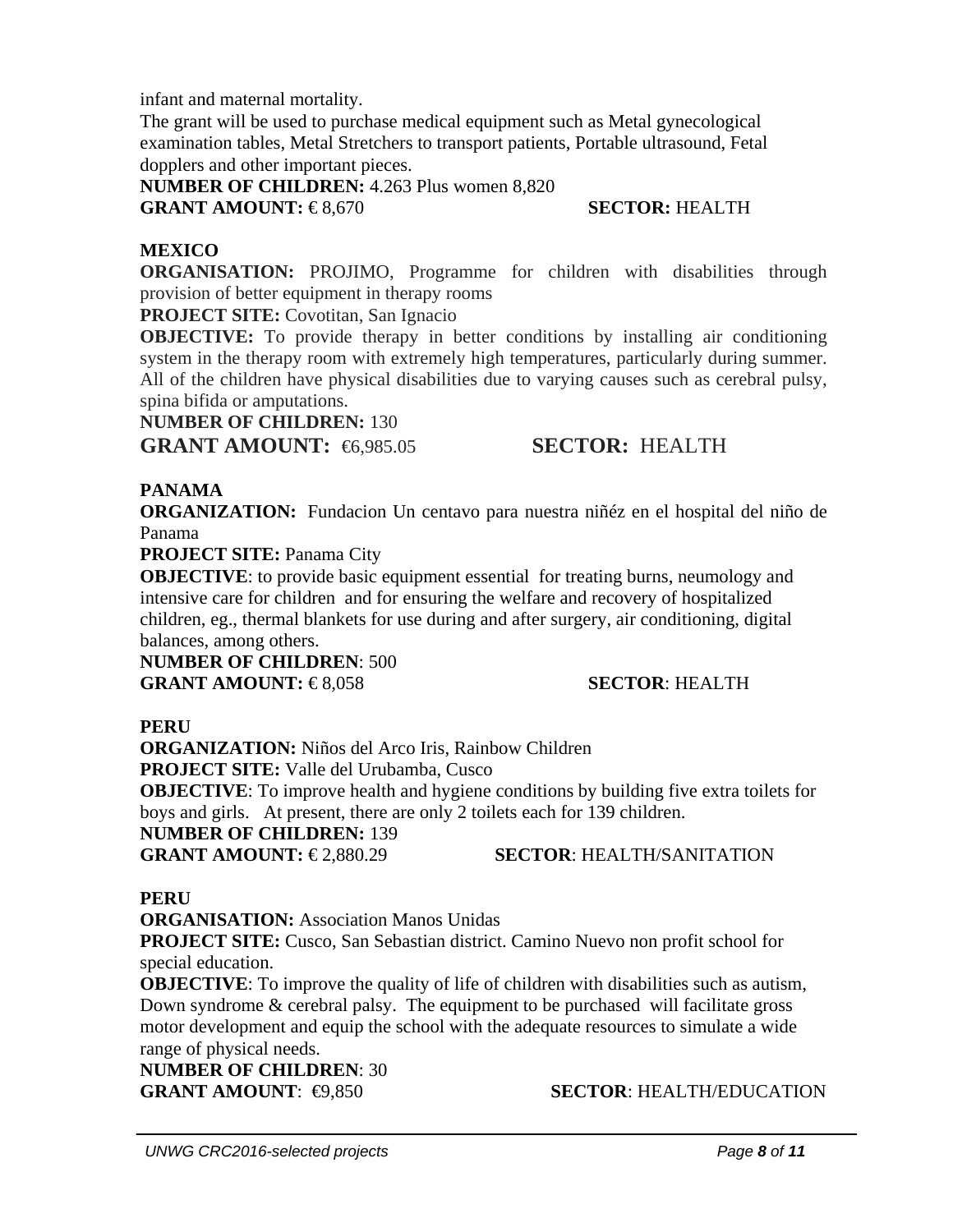infant and maternal mortality.

The grant will be used to purchase medical equipment such as Metal gynecological examination tables, Metal Stretchers to transport patients, Portable ultrasound, Fetal dopplers and other important pieces.

**NUMBER OF CHILDREN:** 4.263 Plus women 8,820

**GRANT AMOUNT:** € 8,670 **SECTOR:** HEALTH

**MEXICO**

**ORGANISATION:** PROJIMO, Programme for children with disabilities through provision of better equipment in therapy rooms

**PROJECT SITE:** Covotitan, San Ignacio

**OBJECTIVE:** To provide therapy in better conditions by installing air conditioning system in the therapy room with extremely high temperatures, particularly during summer. All of the children have physical disabilities due to varying causes such as cerebral pulsy, spina bifida or amputations.

**NUMBER OF CHILDREN:** 130

**GRANT AMOUNT:** €6,985.05 **SECTOR:** HEALTH

**PANAMA**

**ORGANIZATION:** Fundacion Un centavo para nuestra niñéz en el hospital del niño de Panama

**PROJECT SITE:** Panama City

**OBJECTIVE**: to provide basic equipment essential for treating burns, neumology and intensive care for children and for ensuring the welfare and recovery of hospitalized children, eg., thermal blankets for use during and after surgery, air conditioning, digital balances, among others.

**NUMBER OF CHILDREN**: 500

**GRANT AMOUNT:** € 8,058 **SECTOR**: HEALTH

**PERU**

**ORGANIZATION:** Niños del Arco Iris, Rainbow Children

**PROJECT SITE:** Valle del Urubamba, Cusco

**OBJECTIVE**: To improve health and hygiene conditions by building five extra toilets for boys and girls. At present, there are only 2 toilets each for 139 children.

**NUMBER OF CHILDREN:** 139

**GRANT AMOUNT:** € 2,880.29 **SECTOR**: HEALTH/SANITATION

**PERU**

**ORGANISATION:** Association Manos Unidas

**PROJECT SITE:** Cusco, San Sebastian district. Camino Nuevo non profit school for special education.

**OBJECTIVE**: To improve the quality of life of children with disabilities such as autism, Down syndrome & cerebral palsy. The equipment to be purchased will facilitate gross motor development and equip the school with the adequate resources to simulate a wide range of physical needs.

**NUMBER OF CHILDREN**: 30

**GRANT AMOUNT**: €9,850 **SECTOR**: HEALTH/EDUCATION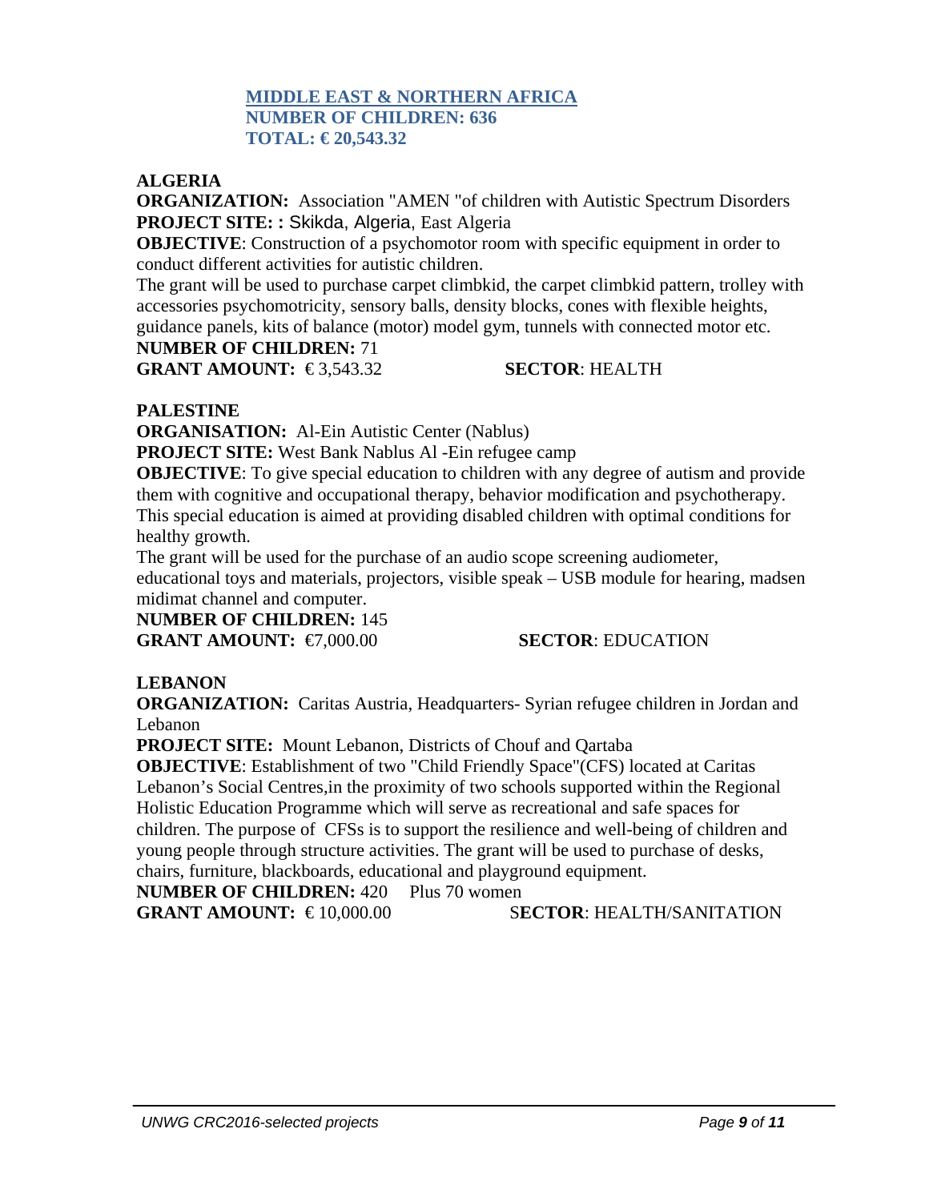## MIDDLE EAST & NORTHERN AFRICA
**NUMBER OF CHILDREN: 636**
**TOTAL: € 20,543.32**

### ALGERIA

**ORGANIZATION:** Association "AMEN "of children with Autistic Spectrum Disorders
**PROJECT SITE: :** Skikda, Algeria, East Algeria
**OBJECTIVE**: Construction of a psychomotor room with specific equipment in order to conduct different activities for autistic children.
The grant will be used to purchase carpet climbkid, the carpet climbkid pattern, trolley with accessories psychomotricity, sensory balls, density blocks, cones with flexible heights, guidance panels, kits of balance (motor) model gym, tunnels with connected motor etc.
**NUMBER OF CHILDREN:** 71
**GRANT AMOUNT:** € 3,543.32 **SECTOR**: HEALTH

### PALESTINE

**ORGANISATION:** Al-Ein Autistic Center (Nablus)
**PROJECT SITE:** West Bank Nablus Al -Ein refugee camp
**OBJECTIVE**: To give special education to children with any degree of autism and provide them with cognitive and occupational therapy, behavior modification and psychotherapy. This special education is aimed at providing disabled children with optimal conditions for healthy growth.
The grant will be used for the purchase of an audio scope screening audiometer, educational toys and materials, projectors, visible speak – USB module for hearing, madsen midimat channel and computer.
**NUMBER OF CHILDREN:** 145
**GRANT AMOUNT:** €7,000.00 **SECTOR**: EDUCATION

### LEBANON

**ORGANIZATION:** Caritas Austria, Headquarters- Syrian refugee children in Jordan and Lebanon
**PROJECT SITE:** Mount Lebanon, Districts of Chouf and Qartaba
**OBJECTIVE**: Establishment of two "Child Friendly Space"(CFS) located at Caritas Lebanon's Social Centres,in the proximity of two schools supported within the Regional Holistic Education Programme which will serve as recreational and safe spaces for children. The purpose of CFSs is to support the resilience and well-being of children and young people through structure activities. The grant will be used to purchase of desks, chairs, furniture, blackboards, educational and playground equipment.
**NUMBER OF CHILDREN:** 420 Plus 70 women
**GRANT AMOUNT:** € 10,000.00 **SECTOR**: HEALTH/SANITATION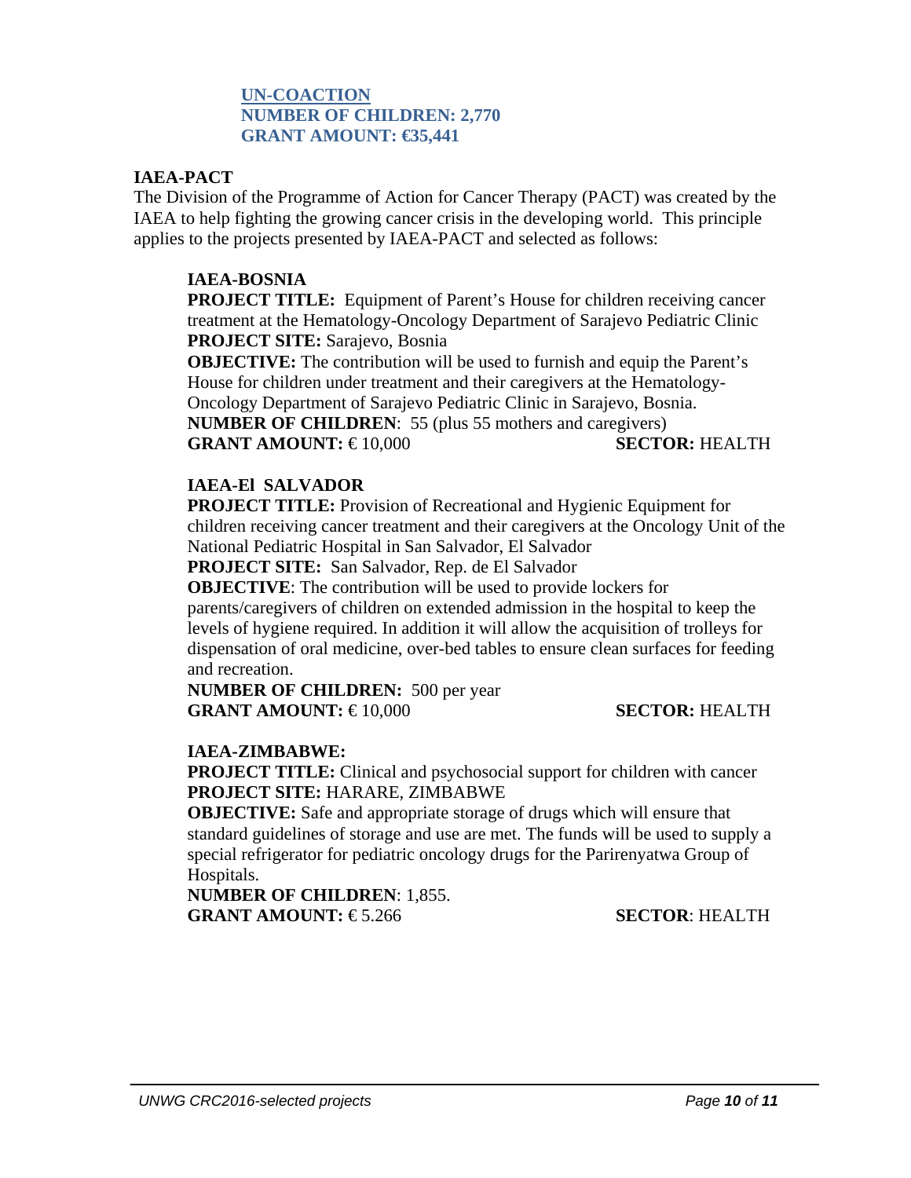**UN-COACTION**
**NUMBER OF CHILDREN: 2,770**
**GRANT AMOUNT: €35,441**

## IAEA-PACT

The Division of the Programme of Action for Cancer Therapy (PACT) was created by the IAEA to help fighting the growing cancer crisis in the developing world. This principle applies to the projects presented by IAEA-PACT and selected as follows:

### IAEA-BOSNIA

**PROJECT TITLE:** Equipment of Parent's House for children receiving cancer treatment at the Hematology-Oncology Department of Sarajevo Pediatric Clinic
**PROJECT SITE:** Sarajevo, Bosnia
**OBJECTIVE:** The contribution will be used to furnish and equip the Parent's House for children under treatment and their caregivers at the Hematology-Oncology Department of Sarajevo Pediatric Clinic in Sarajevo, Bosnia.
**NUMBER OF CHILDREN**: 55 (plus 55 mothers and caregivers)
**GRANT AMOUNT:** € 10,000 **SECTOR:** HEALTH

### IAEA-El SALVADOR

**PROJECT TITLE:** Provision of Recreational and Hygienic Equipment for children receiving cancer treatment and their caregivers at the Oncology Unit of the National Pediatric Hospital in San Salvador, El Salvador
**PROJECT SITE:** San Salvador, Rep. de El Salvador
**OBJECTIVE**: The contribution will be used to provide lockers for parents/caregivers of children on extended admission in the hospital to keep the levels of hygiene required. In addition it will allow the acquisition of trolleys for dispensation of oral medicine, over-bed tables to ensure clean surfaces for feeding and recreation.
**NUMBER OF CHILDREN:** 500 per year
**GRANT AMOUNT:** € 10,000 **SECTOR:** HEALTH

### IAEA-ZIMBABWE:

**PROJECT TITLE:** Clinical and psychosocial support for children with cancer
**PROJECT SITE:** HARARE, ZIMBABWE
**OBJECTIVE:** Safe and appropriate storage of drugs which will ensure that standard guidelines of storage and use are met. The funds will be used to supply a special refrigerator for pediatric oncology drugs for the Parirenyatwa Group of Hospitals.
**NUMBER OF CHILDREN**: 1,855.
**GRANT AMOUNT:** € 5.266 **SECTOR**: HEALTH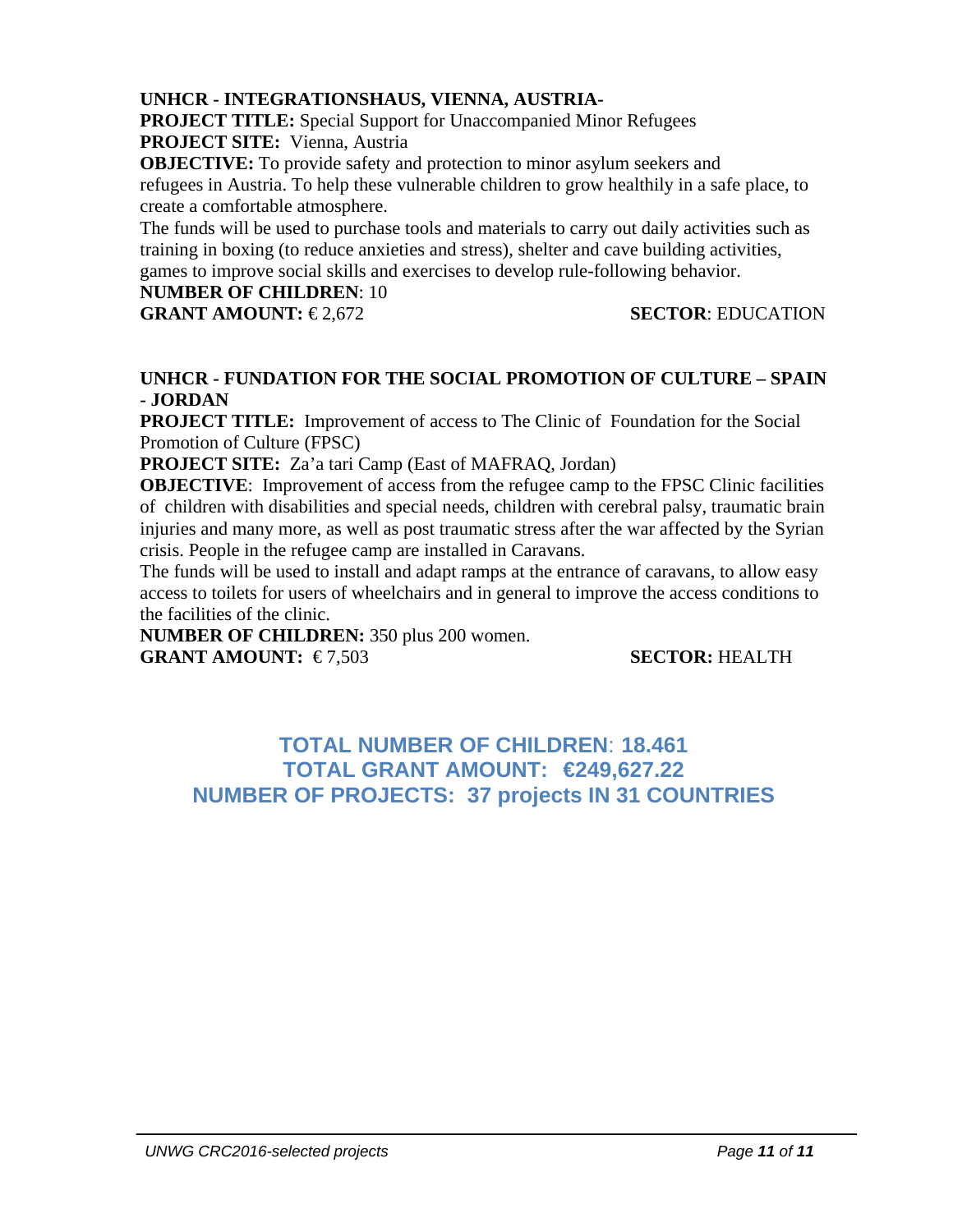**UNHCR - INTEGRATIONSHAUS, VIENNA, AUSTRIA-**

**PROJECT TITLE:** Special Support for Unaccompanied Minor Refugees

**PROJECT SITE:** Vienna, Austria

**OBJECTIVE:** To provide safety and protection to minor asylum seekers and refugees in Austria. To help these vulnerable children to grow healthily in a safe place, to create a comfortable atmosphere.

The funds will be used to purchase tools and materials to carry out daily activities such as training in boxing (to reduce anxieties and stress), shelter and cave building activities, games to improve social skills and exercises to develop rule-following behavior.

**NUMBER OF CHILDREN**: 10

**GRANT AMOUNT:** € 2,672 **SECTOR**: EDUCATION

**UNHCR - FUNDATION FOR THE SOCIAL PROMOTION OF CULTURE – SPAIN - JORDAN**

**PROJECT TITLE:** Improvement of access to The Clinic of Foundation for the Social Promotion of Culture (FPSC)

**PROJECT SITE:** Za'a tari Camp (East of MAFRAQ, Jordan)

**OBJECTIVE**: Improvement of access from the refugee camp to the FPSC Clinic facilities of children with disabilities and special needs, children with cerebral palsy, traumatic brain injuries and many more, as well as post traumatic stress after the war affected by the Syrian crisis. People in the refugee camp are installed in Caravans.

The funds will be used to install and adapt ramps at the entrance of caravans, to allow easy access to toilets for users of wheelchairs and in general to improve the access conditions to the facilities of the clinic.

**NUMBER OF CHILDREN:** 350 plus 200 women.

**GRANT AMOUNT:** € 7,503 **SECTOR:** HEALTH

**TOTAL NUMBER OF CHILDREN**: **18.461**

**TOTAL GRANT AMOUNT: €249,627.22**

**NUMBER OF PROJECTS: 37 projects IN 31 COUNTRIES**